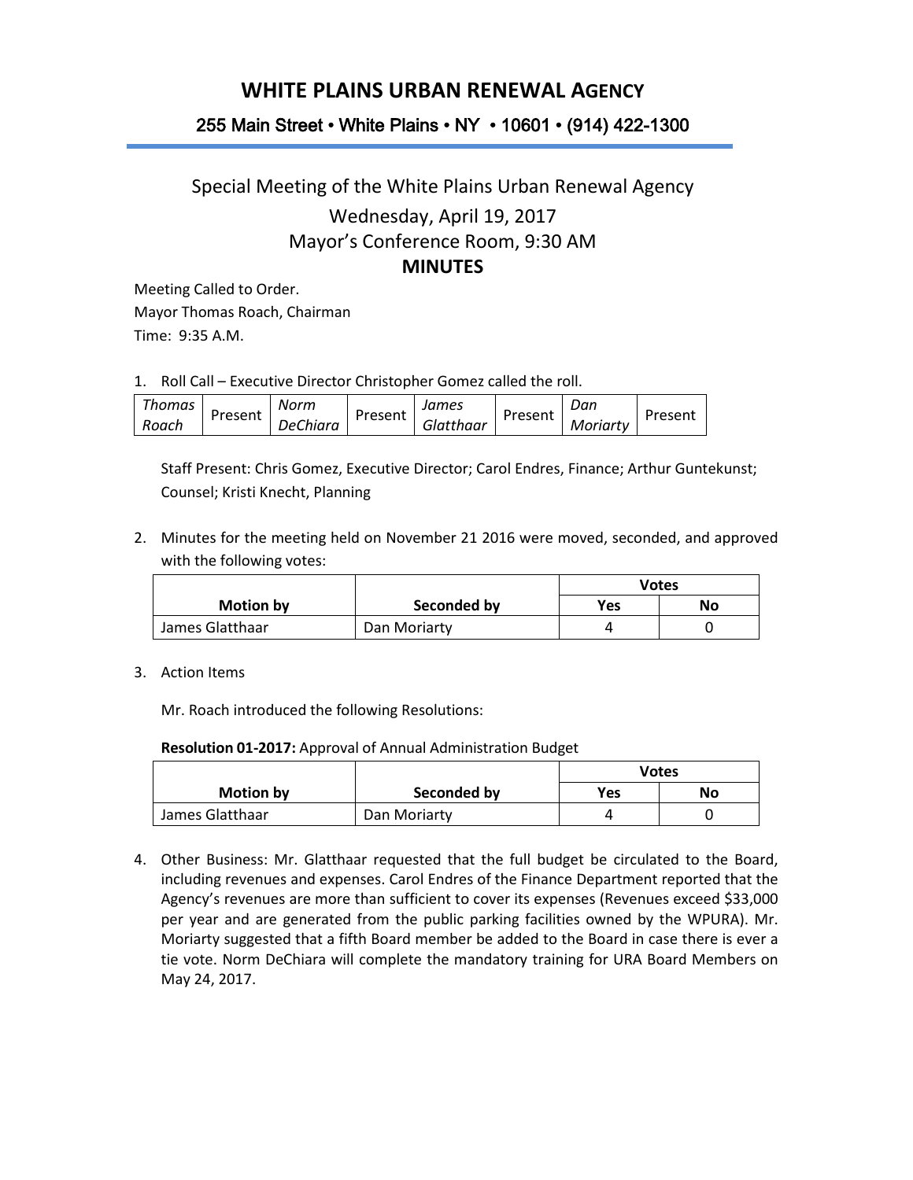# WHITE PLAINS URBAN RENEWAL AGENCY

**255 Main Street • White Plains • NY • 10601 • (914) 422-1300**

## Special Meeting of the White Plains Urban Renewal Agency

Wednesday, April 19, 2017

Mayor's Conference Room, 9:30 AM

**MINUTES**

Meeting Called to Order.
Mayor Thomas Roach, Chairman
Time: 9:35 A.M.

1. Roll Call – Executive Director Christopher Gomez called the roll.

| *Thomas Roach* | Present | *Norm DeChiara* | Present | *James Glatthaar* | Present | *Dan Moriarty* | Present |
|---|---|---|---|---|---|---|---|

   Staff Present: Chris Gomez, Executive Director; Carol Endres, Finance; Arthur Guntekunst; Counsel; Kristi Knecht, Planning

2. Minutes for the meeting held on November 21 2016 were moved, seconded, and approved with the following votes:

| Motion by | Seconded by | Votes | |
|---|---|---|---|
| | | **Yes** | **No** |
| James Glatthaar | Dan Moriarty | 4 | 0 |

3. Action Items

   Mr. Roach introduced the following Resolutions:

   **Resolution 01-2017:** Approval of Annual Administration Budget

| Motion by | Seconded by | Votes | |
|---|---|---|---|
| | | **Yes** | **No** |
| James Glatthaar | Dan Moriarty | 4 | 0 |

4. Other Business: Mr. Glatthaar requested that the full budget be circulated to the Board, including revenues and expenses. Carol Endres of the Finance Department reported that the Agency's revenues are more than sufficient to cover its expenses (Revenues exceed $33,000 per year and are generated from the public parking facilities owned by the WPURA). Mr. Moriarty suggested that a fifth Board member be added to the Board in case there is ever a tie vote. Norm DeChiara will complete the mandatory training for URA Board Members on May 24, 2017.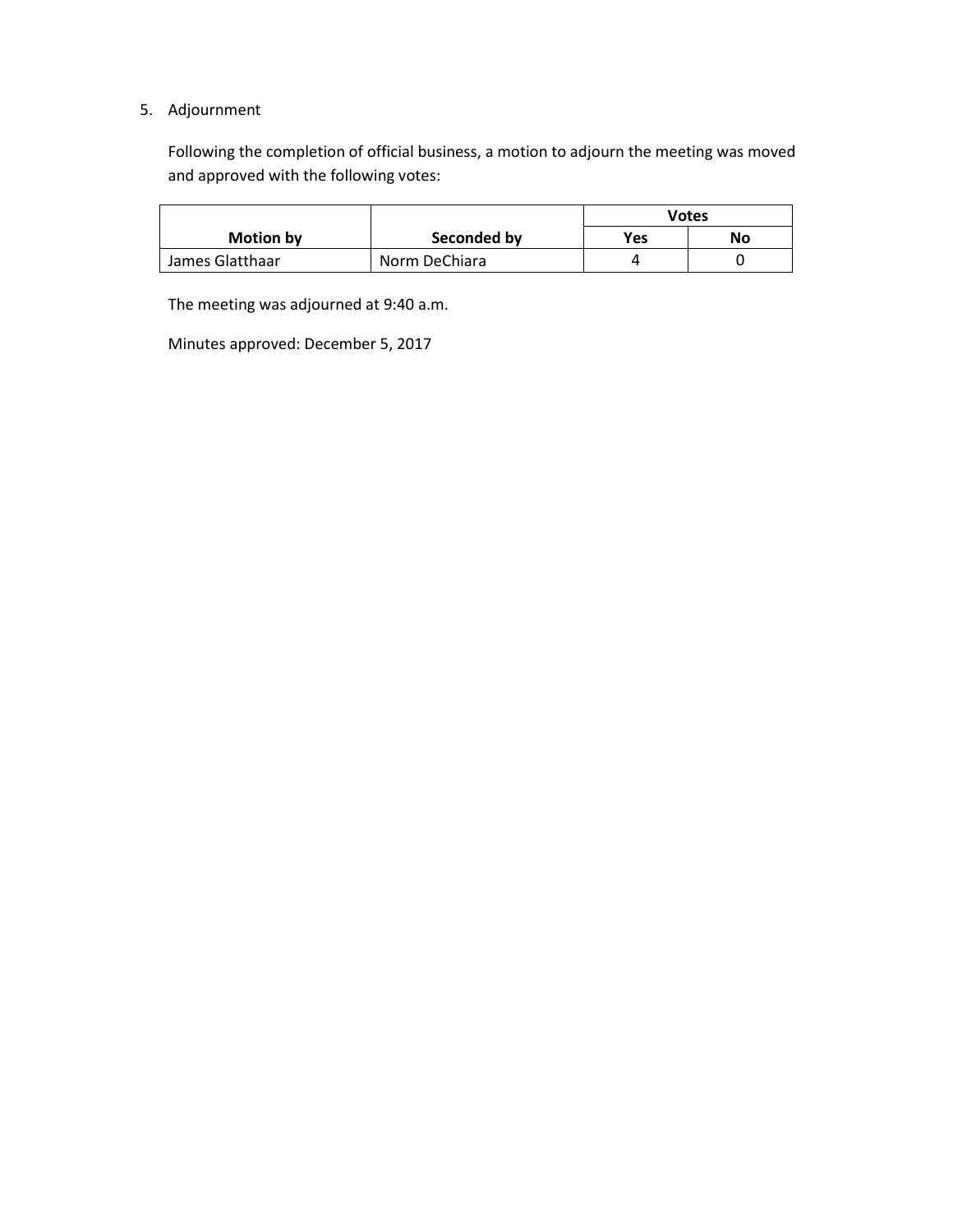5. Adjournment

   Following the completion of official business, a motion to adjourn the meeting was moved and approved with the following votes:

| | | Votes | |
|---|---|---|---|
| **Motion by** | **Seconded by** | **Yes** | **No** |
| James Glatthaar | Norm DeChiara | 4 | 0 |

   The meeting was adjourned at 9:40 a.m.

   Minutes approved: December 5, 2017